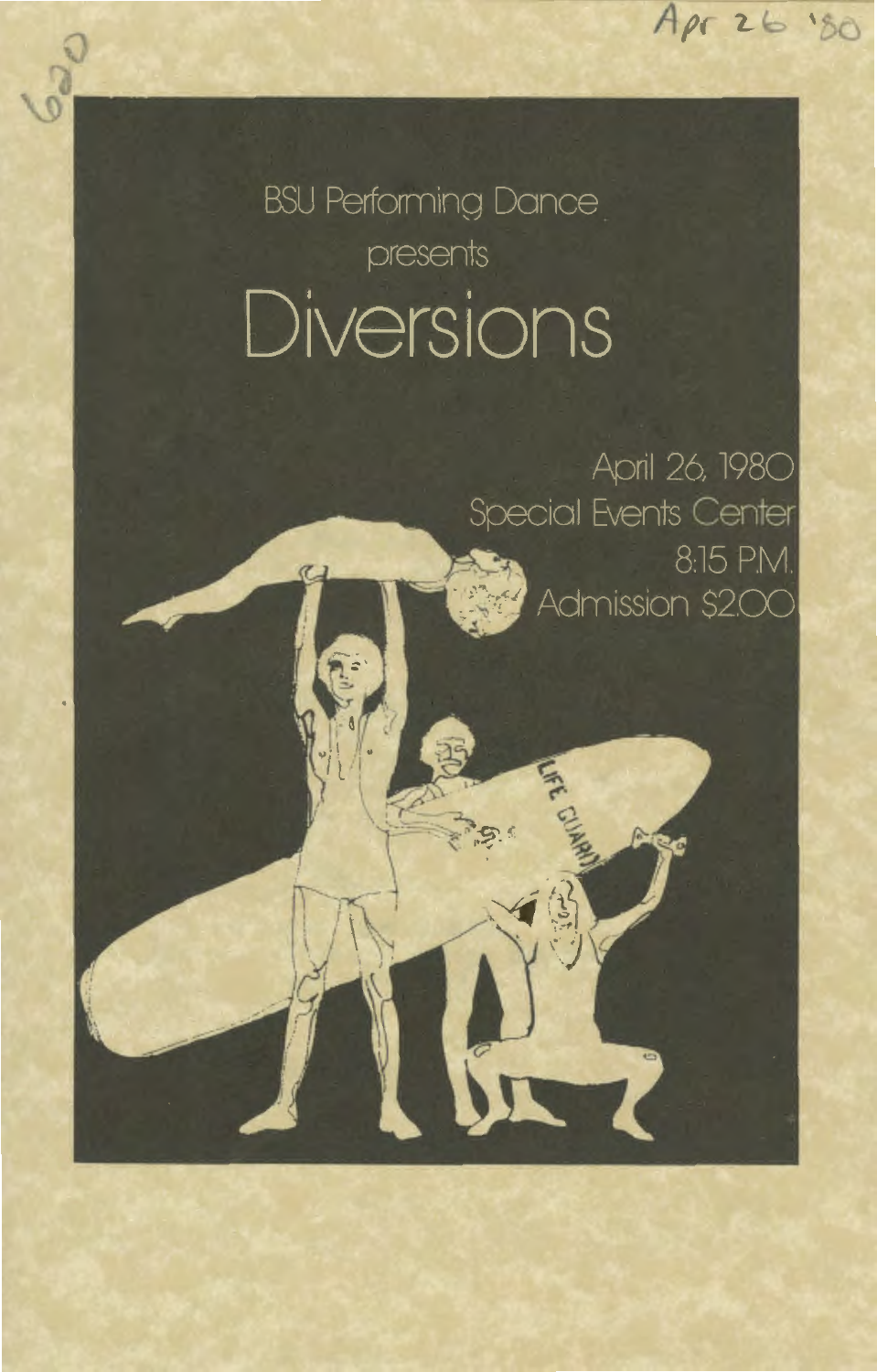Apr 26 '80

620

BSU Performing Dance

presents

# Diversions

April 26, 1980
Special Events Center
8:15 P.M.
Admission $2.00

LIFE GUARD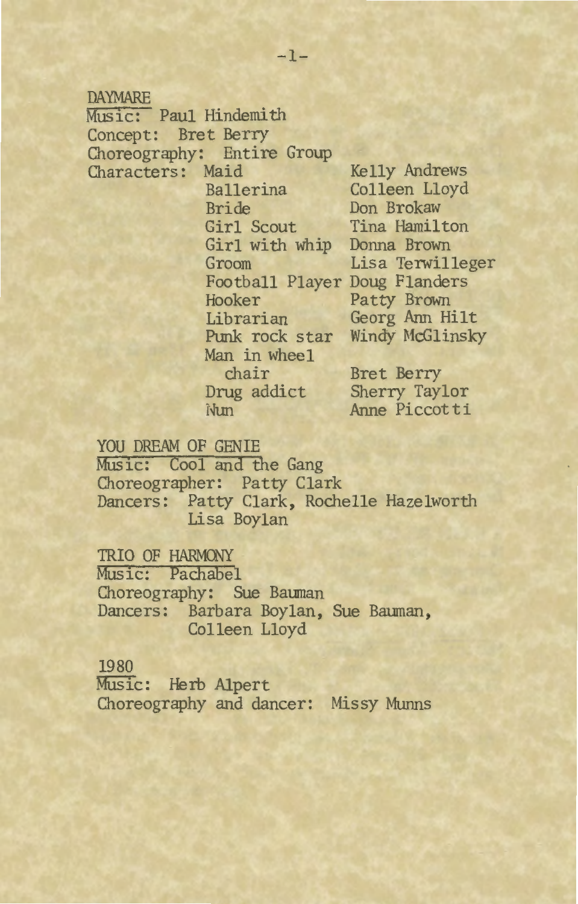## DAYMARE

Music: Paul Hindemith
Concept: Bret Berry
Choreography: Entire Group

Characters:

| Character | Performer |
|---|---|
| Maid | Kelly Andrews |
| Ballerina | Colleen Lloyd |
| Bride | Don Brokaw |
| Girl Scout | Tina Hamilton |
| Girl with whip | Donna Brown |
| Groom | Lisa Terwilleger |
| Football Player | Doug Flanders |
| Hooker | Patty Brown |
| Librarian | Georg Ann Hilt |
| Punk rock star | Windy McGlinsky |
| Man in wheel chair | Bret Berry |
| Drug addict | Sherry Taylor |
| Nun | Anne Piccotti |

## YOU DREAM OF GENIE

Music: Cool and the Gang
Choreographer: Patty Clark
Dancers: Patty Clark, Rochelle Hazelworth, Lisa Boylan

## TRIO OF HARMONY

Music: Pachabel
Choreography: Sue Bauman
Dancers: Barbara Boylan, Sue Bauman, Colleen Lloyd

## 1980

Music: Herb Alpert
Choreography and dancer: Missy Munns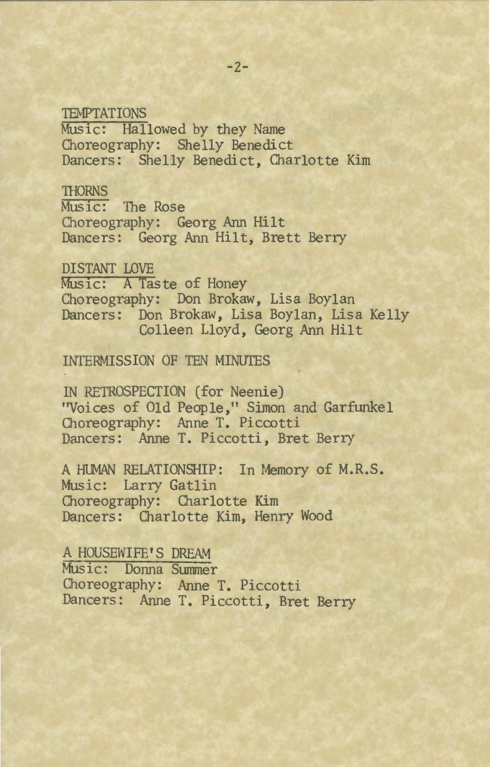TEMPTATIONS
Music: Hallowed by they Name
Choreography: Shelly Benedict
Dancers: Shelly Benedict, Charlotte Kim

THORNS
Music: The Rose
Choreography: Georg Ann Hilt
Dancers: Georg Ann Hilt, Brett Berry

DISTANT LOVE
Music: A Taste of Honey
Choreography: Don Brokaw, Lisa Boylan
Dancers: Don Brokaw, Lisa Boylan, Lisa Kelly
Colleen Lloyd, Georg Ann Hilt

INTERMISSION OF TEN MINUTES

IN RETROSPECTION (for Neenie)
"Voices of Old People," Simon and Garfunkel
Choreography: Anne T. Piccotti
Dancers: Anne T. Piccotti, Bret Berry

A HUMAN RELATIONSHIP: In Memory of M.R.S.
Music: Larry Gatlin
Choreography: Charlotte Kim
Dancers: Charlotte Kim, Henry Wood

A HOUSEWIFE'S DREAM
Music: Donna Summer
Choreography: Anne T. Piccotti
Dancers: Anne T. Piccotti, Bret Berry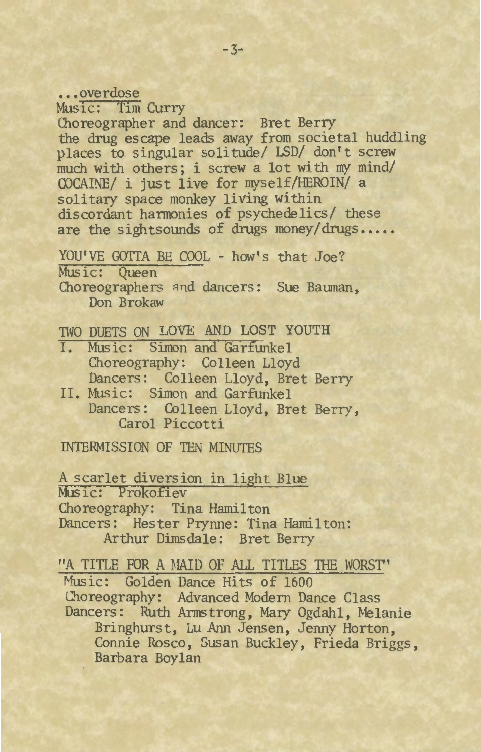...overdose

Music: Tim Curry

Choreographer and dancer: Bret Berry

the drug escape leads away from societal huddling places to singular solitude/ LSD/ don't screw much with others; i screw a lot with my mind/ COCAINE/ i just live for myself/HEROIN/ a solitary space monkey living within discordant harmonies of psychedelics/ these are the sightsounds of drugs money/drugs.....

YOU'VE GOTTA BE COOL - how's that Joe?

Music: Queen

Choreographers and dancers: Sue Bauman, Don Brokaw

TWO DUETS ON LOVE AND LOST YOUTH

I. Music: Simon and Garfunkel
   Choreography: Colleen Lloyd
   Dancers: Colleen Lloyd, Bret Berry

II. Music: Simon and Garfunkel
   Dancers: Colleen Lloyd, Bret Berry, Carol Piccotti

INTERMISSION OF TEN MINUTES

A scarlet diversion in light Blue

Music: Prokofiev

Choreography: Tina Hamilton

Dancers: Hester Prynne: Tina Hamilton: Arthur Dimsdale: Bret Berry

"A TITLE FOR A MAID OF ALL TITLES THE WORST"

Music: Golden Dance Hits of 1600

Choreography: Advanced Modern Dance Class

Dancers: Ruth Armstrong, Mary Ogdahl, Melanie Bringhurst, Lu Ann Jensen, Jenny Horton, Connie Rosco, Susan Buckley, Frieda Briggs, Barbara Boylan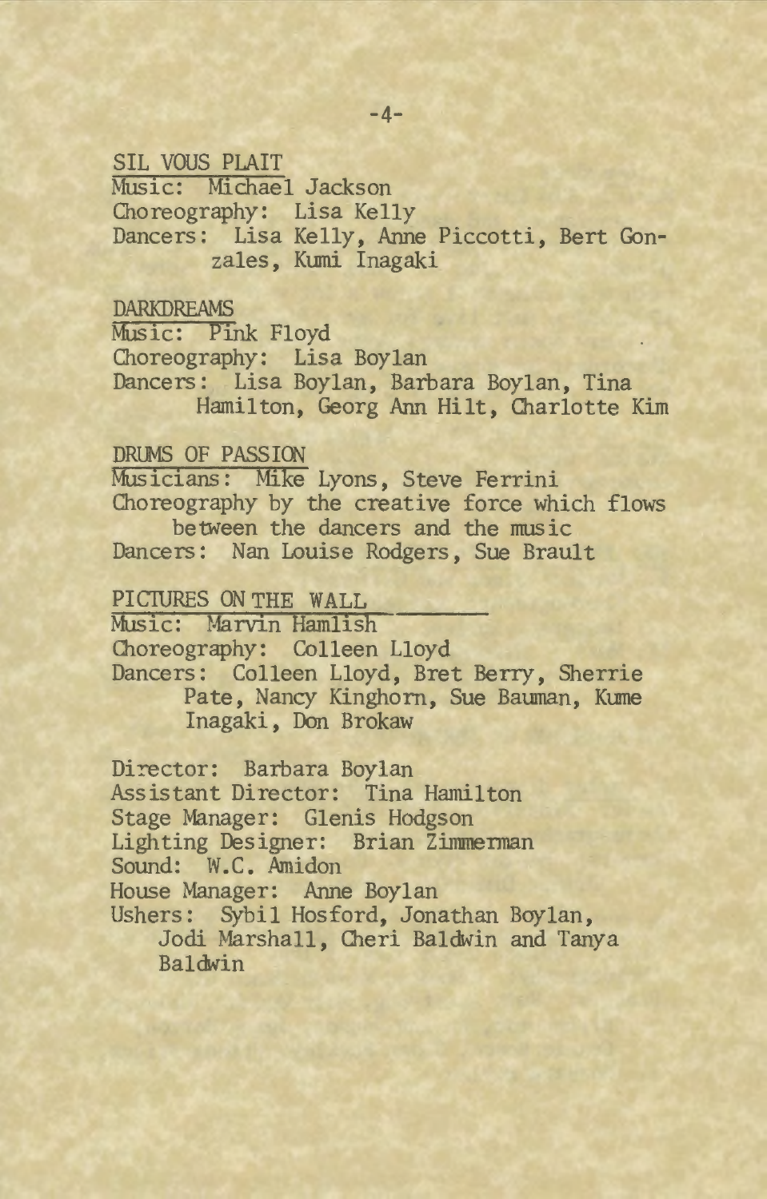SIL VOUS PLAIT  
Music: Michael Jackson  
Choreography: Lisa Kelly  
Dancers: Lisa Kelly, Anne Piccotti, Bert Gonzales, Kumi Inagaki

DARKDREAMS  
Music: Pink Floyd  
Choreography: Lisa Boylan  
Dancers: Lisa Boylan, Barbara Boylan, Tina Hamilton, Georg Ann Hilt, Charlotte Kim

DRUMS OF PASSION  
Musicians: Mike Lyons, Steve Ferrini  
Choreography by the creative force which flows between the dancers and the music  
Dancers: Nan Louise Rodgers, Sue Brault

PICTURES ON THE WALL  
Music: Marvin Hamlish  
Choreography: Colleen Lloyd  
Dancers: Colleen Lloyd, Bret Berry, Sherrie Pate, Nancy Kinghorn, Sue Bauman, Kume Inagaki, Don Brokaw

Director: Barbara Boylan  
Assistant Director: Tina Hamilton  
Stage Manager: Glenis Hodgson  
Lighting Designer: Brian Zimmerman  
Sound: W.C. Amidon  
House Manager: Anne Boylan  
Ushers: Sybil Hosford, Jonathan Boylan, Jodi Marshall, Cheri Baldwin and Tanya Baldwin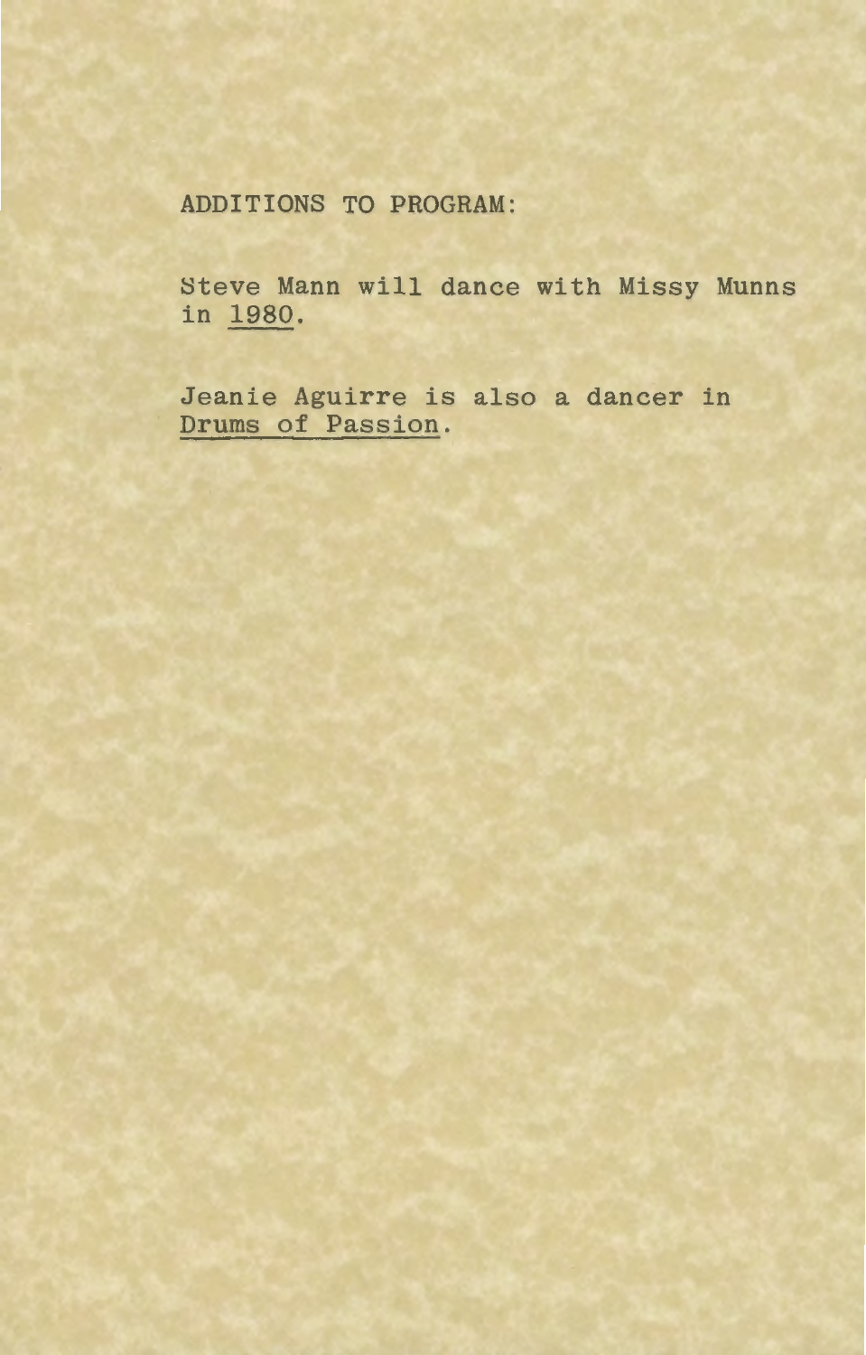ADDITIONS TO PROGRAM:

Steve Mann will dance with Missy Munns in 1980.

Jeanie Aguirre is also a dancer in Drums of Passion.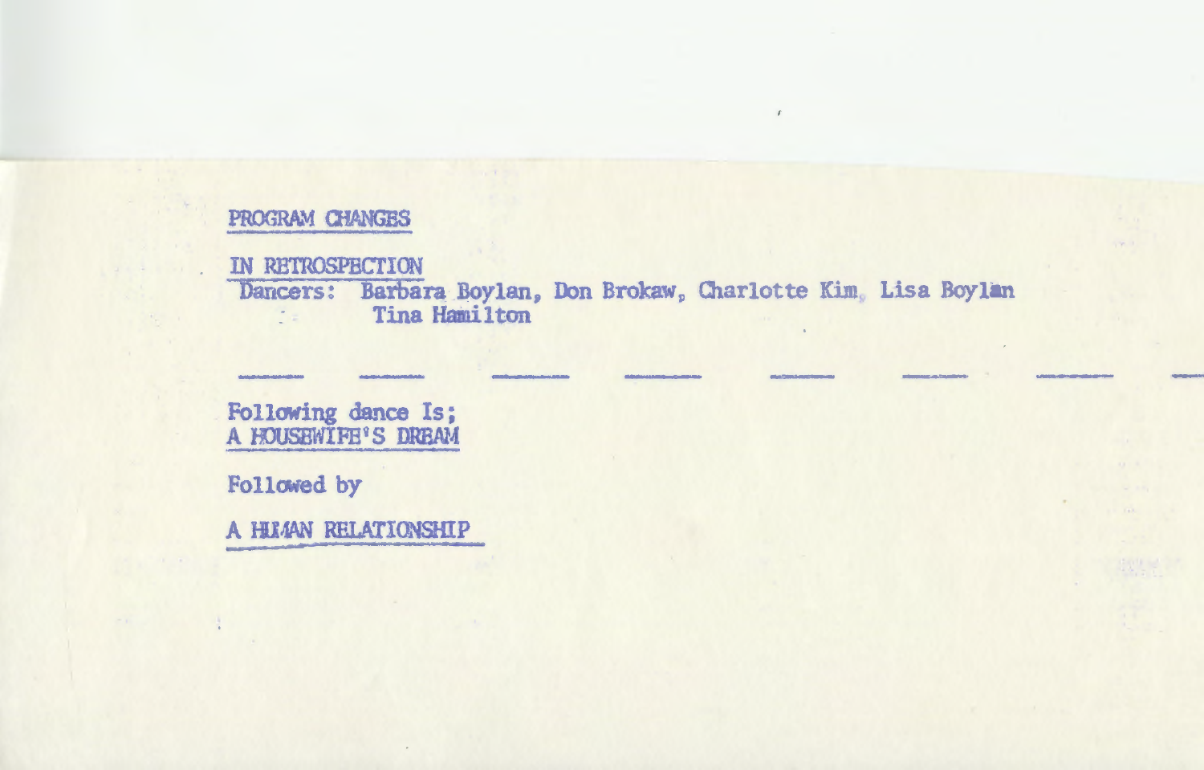PROGRAM CHANGES

IN RETROSPECTION

Dancers: Barbara Boylan, Don Brokaw, Charlotte Kim, Lisa Boylan
Tina Hamilton

---

Following dance Is;

A HOUSEWIFE'S DREAM

Followed by

A HUMAN RELATIONSHIP